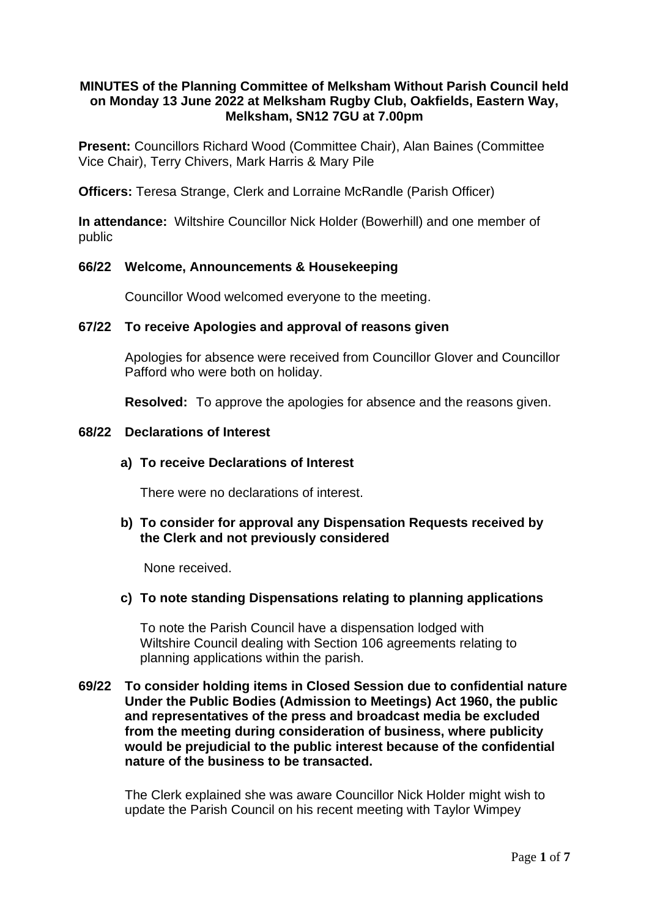**MINUTES of the Planning Committee of Melksham Without Parish Council held on Monday 13 June 2022 at Melksham Rugby Club, Oakfields, Eastern Way, Melksham, SN12 7GU at 7.00pm**

**Present:** Councillors Richard Wood (Committee Chair), Alan Baines (Committee Vice Chair), Terry Chivers, Mark Harris & Mary Pile

**Officers:** Teresa Strange, Clerk and Lorraine McRandle (Parish Officer)

**In attendance:** Wiltshire Councillor Nick Holder (Bowerhill) and one member of public

## 66/22 Welcome, Announcements & Housekeeping

Councillor Wood welcomed everyone to the meeting.

## 67/22 To receive Apologies and approval of reasons given

Apologies for absence were received from Councillor Glover and Councillor Pafford who were both on holiday.

**Resolved:** To approve the apologies for absence and the reasons given.

## 68/22 Declarations of Interest

### a) To receive Declarations of Interest

There were no declarations of interest.

### b) To consider for approval any Dispensation Requests received by the Clerk and not previously considered

None received.

### c) To note standing Dispensations relating to planning applications

To note the Parish Council have a dispensation lodged with Wiltshire Council dealing with Section 106 agreements relating to planning applications within the parish.

## 69/22 To consider holding items in Closed Session due to confidential nature Under the Public Bodies (Admission to Meetings) Act 1960, the public and representatives of the press and broadcast media be excluded from the meeting during consideration of business, where publicity would be prejudicial to the public interest because of the confidential nature of the business to be transacted.

The Clerk explained she was aware Councillor Nick Holder might wish to update the Parish Council on his recent meeting with Taylor Wimpey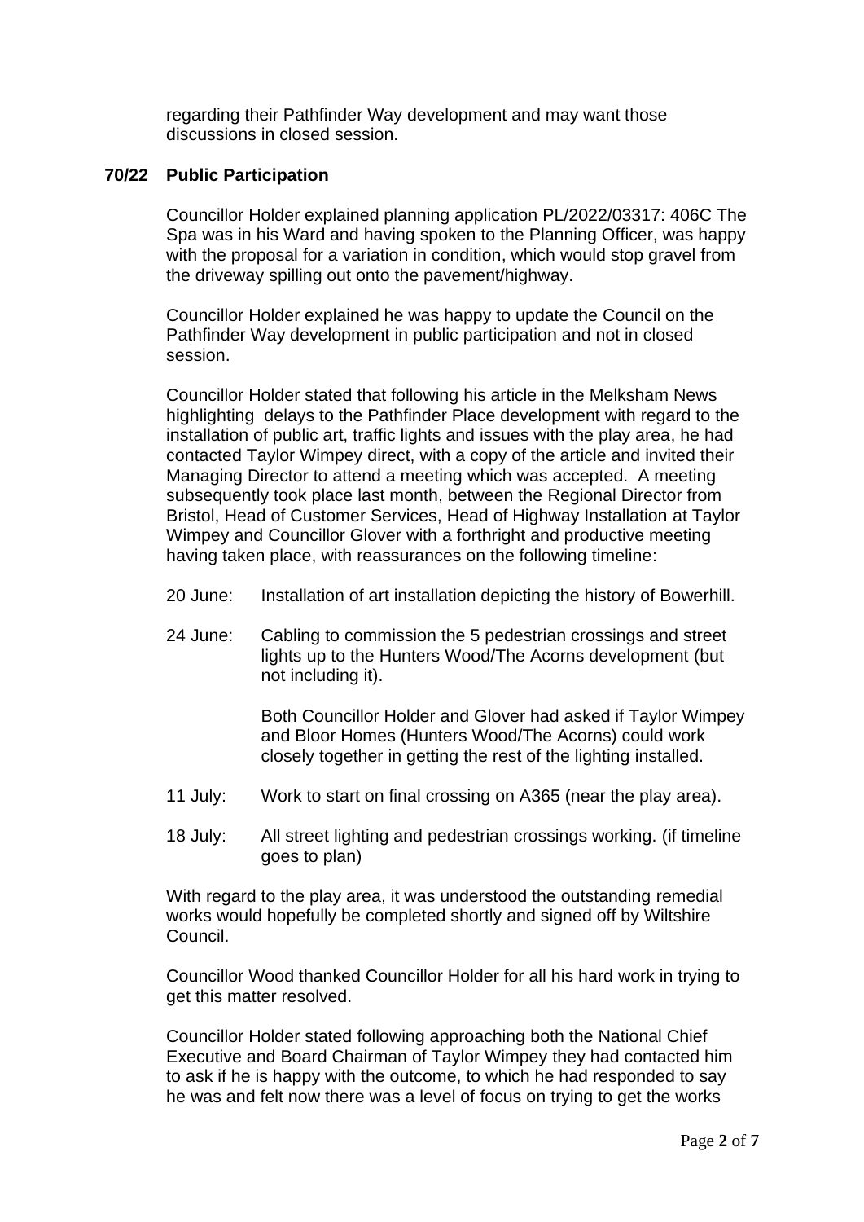regarding their Pathfinder Way development and may want those discussions in closed session.

**70/22 Public Participation**

Councillor Holder explained planning application PL/2022/03317: 406C The Spa was in his Ward and having spoken to the Planning Officer, was happy with the proposal for a variation in condition, which would stop gravel from the driveway spilling out onto the pavement/highway.

Councillor Holder explained he was happy to update the Council on the Pathfinder Way development in public participation and not in closed session.

Councillor Holder stated that following his article in the Melksham News highlighting delays to the Pathfinder Place development with regard to the installation of public art, traffic lights and issues with the play area, he had contacted Taylor Wimpey direct, with a copy of the article and invited their Managing Director to attend a meeting which was accepted. A meeting subsequently took place last month, between the Regional Director from Bristol, Head of Customer Services, Head of Highway Installation at Taylor Wimpey and Councillor Glover with a forthright and productive meeting having taken place, with reassurances on the following timeline:

20 June: Installation of art installation depicting the history of Bowerhill.

24 June: Cabling to commission the 5 pedestrian crossings and street lights up to the Hunters Wood/The Acorns development (but not including it).

Both Councillor Holder and Glover had asked if Taylor Wimpey and Bloor Homes (Hunters Wood/The Acorns) could work closely together in getting the rest of the lighting installed.

11 July: Work to start on final crossing on A365 (near the play area).

18 July: All street lighting and pedestrian crossings working. (if timeline goes to plan)

With regard to the play area, it was understood the outstanding remedial works would hopefully be completed shortly and signed off by Wiltshire Council.

Councillor Wood thanked Councillor Holder for all his hard work in trying to get this matter resolved.

Councillor Holder stated following approaching both the National Chief Executive and Board Chairman of Taylor Wimpey they had contacted him to ask if he is happy with the outcome, to which he had responded to say he was and felt now there was a level of focus on trying to get the works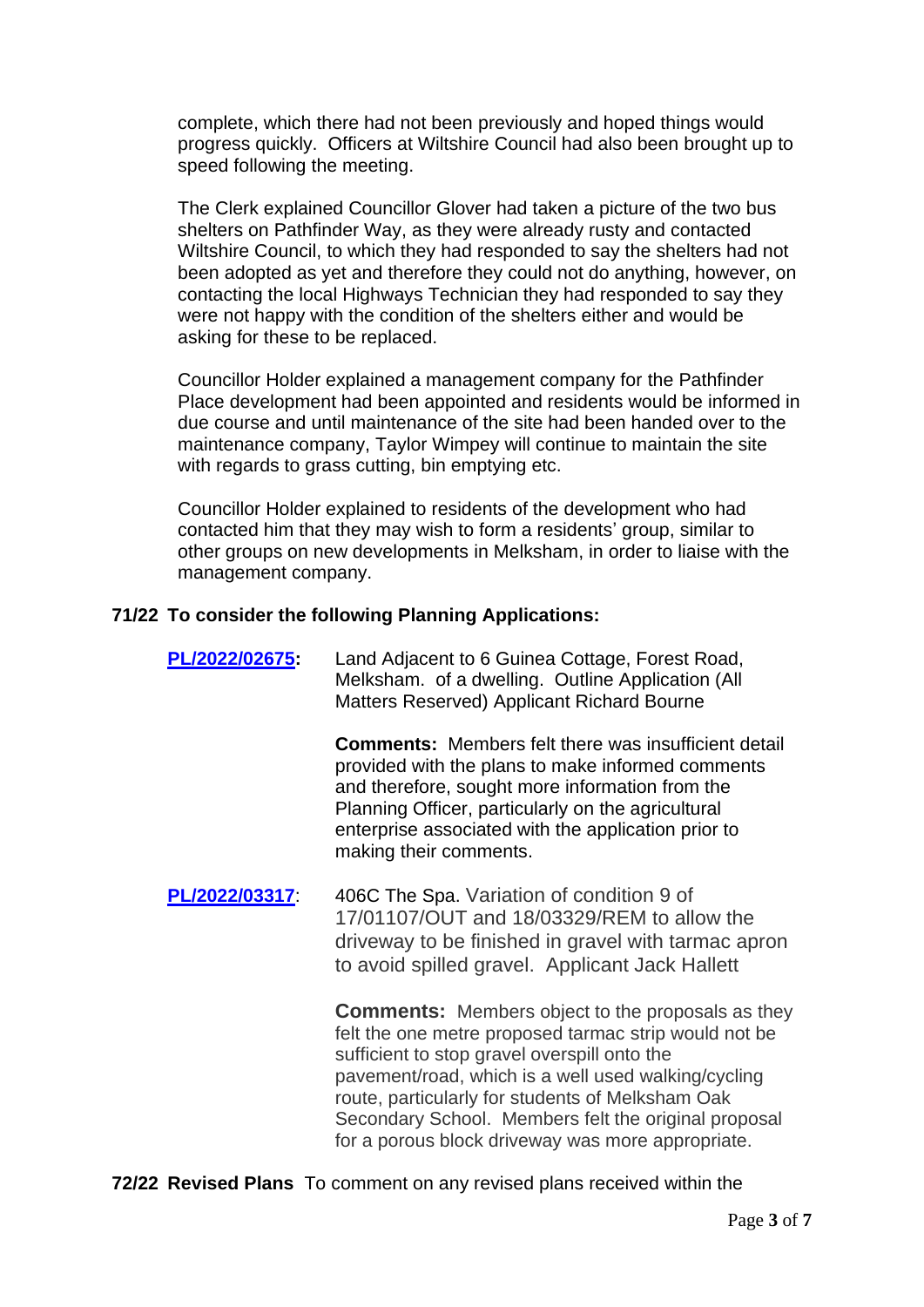complete, which there had not been previously and hoped things would progress quickly. Officers at Wiltshire Council had also been brought up to speed following the meeting.

The Clerk explained Councillor Glover had taken a picture of the two bus shelters on Pathfinder Way, as they were already rusty and contacted Wiltshire Council, to which they had responded to say the shelters had not been adopted as yet and therefore they could not do anything, however, on contacting the local Highways Technician they had responded to say they were not happy with the condition of the shelters either and would be asking for these to be replaced.

Councillor Holder explained a management company for the Pathfinder Place development had been appointed and residents would be informed in due course and until maintenance of the site had been handed over to the maintenance company, Taylor Wimpey will continue to maintain the site with regards to grass cutting, bin emptying etc.

Councillor Holder explained to residents of the development who had contacted him that they may wish to form a residents' group, similar to other groups on new developments in Melksham, in order to liaise with the management company.

**71/22 To consider the following Planning Applications:**

**PL/2022/02675:** Land Adjacent to 6 Guinea Cottage, Forest Road, Melksham. of a dwelling. Outline Application (All Matters Reserved) Applicant Richard Bourne

**Comments:** Members felt there was insufficient detail provided with the plans to make informed comments and therefore, sought more information from the Planning Officer, particularly on the agricultural enterprise associated with the application prior to making their comments.

**PL/2022/03317**: 406C The Spa. Variation of condition 9 of 17/01107/OUT and 18/03329/REM to allow the driveway to be finished in gravel with tarmac apron to avoid spilled gravel. Applicant Jack Hallett

**Comments:** Members object to the proposals as they felt the one metre proposed tarmac strip would not be sufficient to stop gravel overspill onto the pavement/road, which is a well used walking/cycling route, particularly for students of Melksham Oak Secondary School. Members felt the original proposal for a porous block driveway was more appropriate.

**72/22 Revised Plans** To comment on any revised plans received within the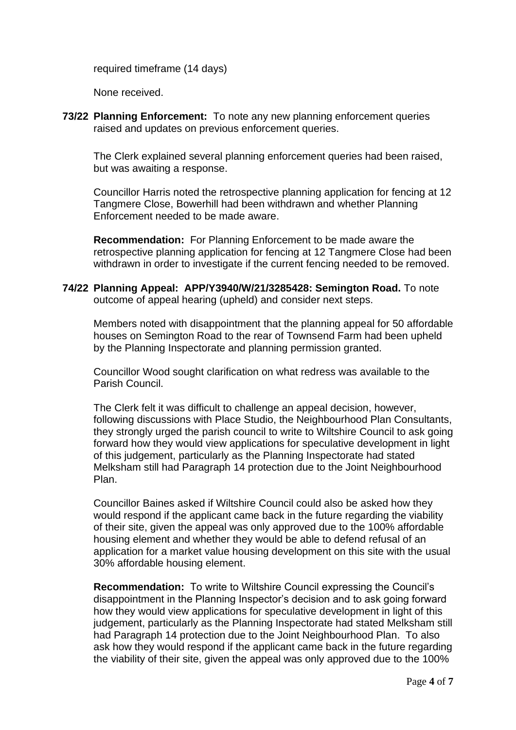required timeframe (14 days)

None received.

**73/22 Planning Enforcement:** To note any new planning enforcement queries raised and updates on previous enforcement queries.

The Clerk explained several planning enforcement queries had been raised, but was awaiting a response.

Councillor Harris noted the retrospective planning application for fencing at 12 Tangmere Close, Bowerhill had been withdrawn and whether Planning Enforcement needed to be made aware.

**Recommendation:** For Planning Enforcement to be made aware the retrospective planning application for fencing at 12 Tangmere Close had been withdrawn in order to investigate if the current fencing needed to be removed.

**74/22 Planning Appeal: APP/Y3940/W/21/3285428: Semington Road.** To note outcome of appeal hearing (upheld) and consider next steps.

Members noted with disappointment that the planning appeal for 50 affordable houses on Semington Road to the rear of Townsend Farm had been upheld by the Planning Inspectorate and planning permission granted.

Councillor Wood sought clarification on what redress was available to the Parish Council.

The Clerk felt it was difficult to challenge an appeal decision, however, following discussions with Place Studio, the Neighbourhood Plan Consultants, they strongly urged the parish council to write to Wiltshire Council to ask going forward how they would view applications for speculative development in light of this judgement, particularly as the Planning Inspectorate had stated Melksham still had Paragraph 14 protection due to the Joint Neighbourhood Plan.

Councillor Baines asked if Wiltshire Council could also be asked how they would respond if the applicant came back in the future regarding the viability of their site, given the appeal was only approved due to the 100% affordable housing element and whether they would be able to defend refusal of an application for a market value housing development on this site with the usual 30% affordable housing element.

**Recommendation:** To write to Wiltshire Council expressing the Council's disappointment in the Planning Inspector's decision and to ask going forward how they would view applications for speculative development in light of this judgement, particularly as the Planning Inspectorate had stated Melksham still had Paragraph 14 protection due to the Joint Neighbourhood Plan. To also ask how they would respond if the applicant came back in the future regarding the viability of their site, given the appeal was only approved due to the 100%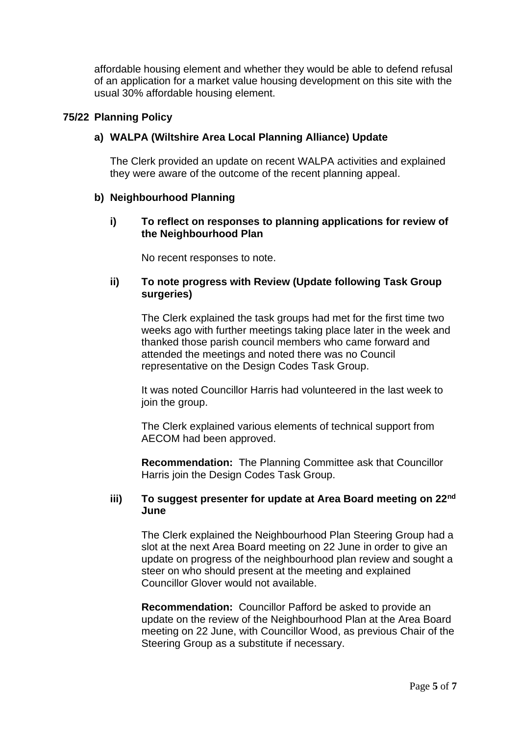affordable housing element and whether they would be able to defend refusal of an application for a market value housing development on this site with the usual 30% affordable housing element.

## 75/22 Planning Policy

### a) WALPA (Wiltshire Area Local Planning Alliance) Update

The Clerk provided an update on recent WALPA activities and explained they were aware of the outcome of the recent planning appeal.

### b) Neighbourhood Planning

#### i) To reflect on responses to planning applications for review of the Neighbourhood Plan

No recent responses to note.

#### ii) To note progress with Review (Update following Task Group surgeries)

The Clerk explained the task groups had met for the first time two weeks ago with further meetings taking place later in the week and thanked those parish council members who came forward and attended the meetings and noted there was no Council representative on the Design Codes Task Group.

It was noted Councillor Harris had volunteered in the last week to join the group.

The Clerk explained various elements of technical support from AECOM had been approved.

**Recommendation:** The Planning Committee ask that Councillor Harris join the Design Codes Task Group.

#### iii) To suggest presenter for update at Area Board meeting on 22nd June

The Clerk explained the Neighbourhood Plan Steering Group had a slot at the next Area Board meeting on 22 June in order to give an update on progress of the neighbourhood plan review and sought a steer on who should present at the meeting and explained Councillor Glover would not available.

**Recommendation:** Councillor Pafford be asked to provide an update on the review of the Neighbourhood Plan at the Area Board meeting on 22 June, with Councillor Wood, as previous Chair of the Steering Group as a substitute if necessary.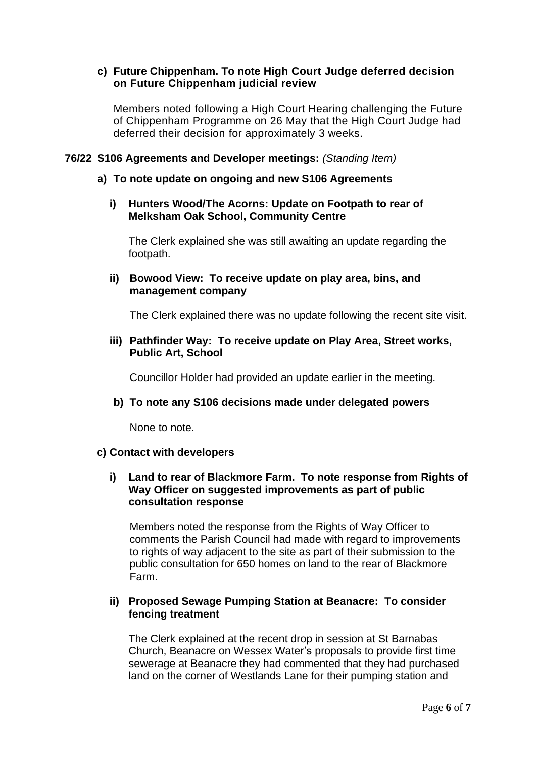**c) Future Chippenham. To note High Court Judge deferred decision on Future Chippenham judicial review**

Members noted following a High Court Hearing challenging the Future of Chippenham Programme on 26 May that the High Court Judge had deferred their decision for approximately 3 weeks.

**76/22 S106 Agreements and Developer meetings:** *(Standing Item)*

**a) To note update on ongoing and new S106 Agreements**

**i) Hunters Wood/The Acorns: Update on Footpath to rear of Melksham Oak School, Community Centre**

The Clerk explained she was still awaiting an update regarding the footpath.

**ii) Bowood View: To receive update on play area, bins, and management company**

The Clerk explained there was no update following the recent site visit.

**iii) Pathfinder Way: To receive update on Play Area, Street works, Public Art, School**

Councillor Holder had provided an update earlier in the meeting.

**b) To note any S106 decisions made under delegated powers**

None to note.

**c) Contact with developers**

**i) Land to rear of Blackmore Farm. To note response from Rights of Way Officer on suggested improvements as part of public consultation response**

Members noted the response from the Rights of Way Officer to comments the Parish Council had made with regard to improvements to rights of way adjacent to the site as part of their submission to the public consultation for 650 homes on land to the rear of Blackmore Farm.

**ii) Proposed Sewage Pumping Station at Beanacre: To consider fencing treatment**

The Clerk explained at the recent drop in session at St Barnabas Church, Beanacre on Wessex Water's proposals to provide first time sewerage at Beanacre they had commented that they had purchased land on the corner of Westlands Lane for their pumping station and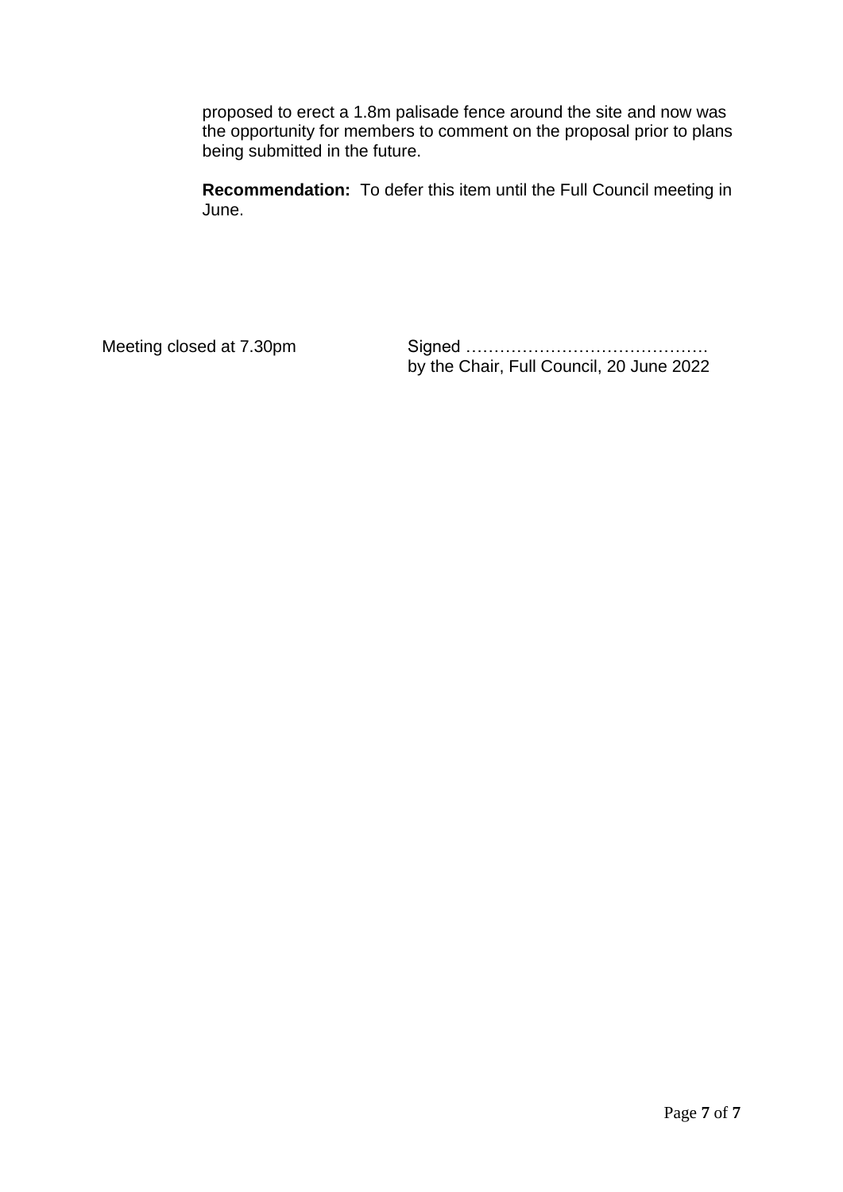proposed to erect a 1.8m palisade fence around the site and now was the opportunity for members to comment on the proposal prior to plans being submitted in the future.

**Recommendation:** To defer this item until the Full Council meeting in June.

Meeting closed at 7.30pm

Signed …………………………………… by the Chair, Full Council, 20 June 2022